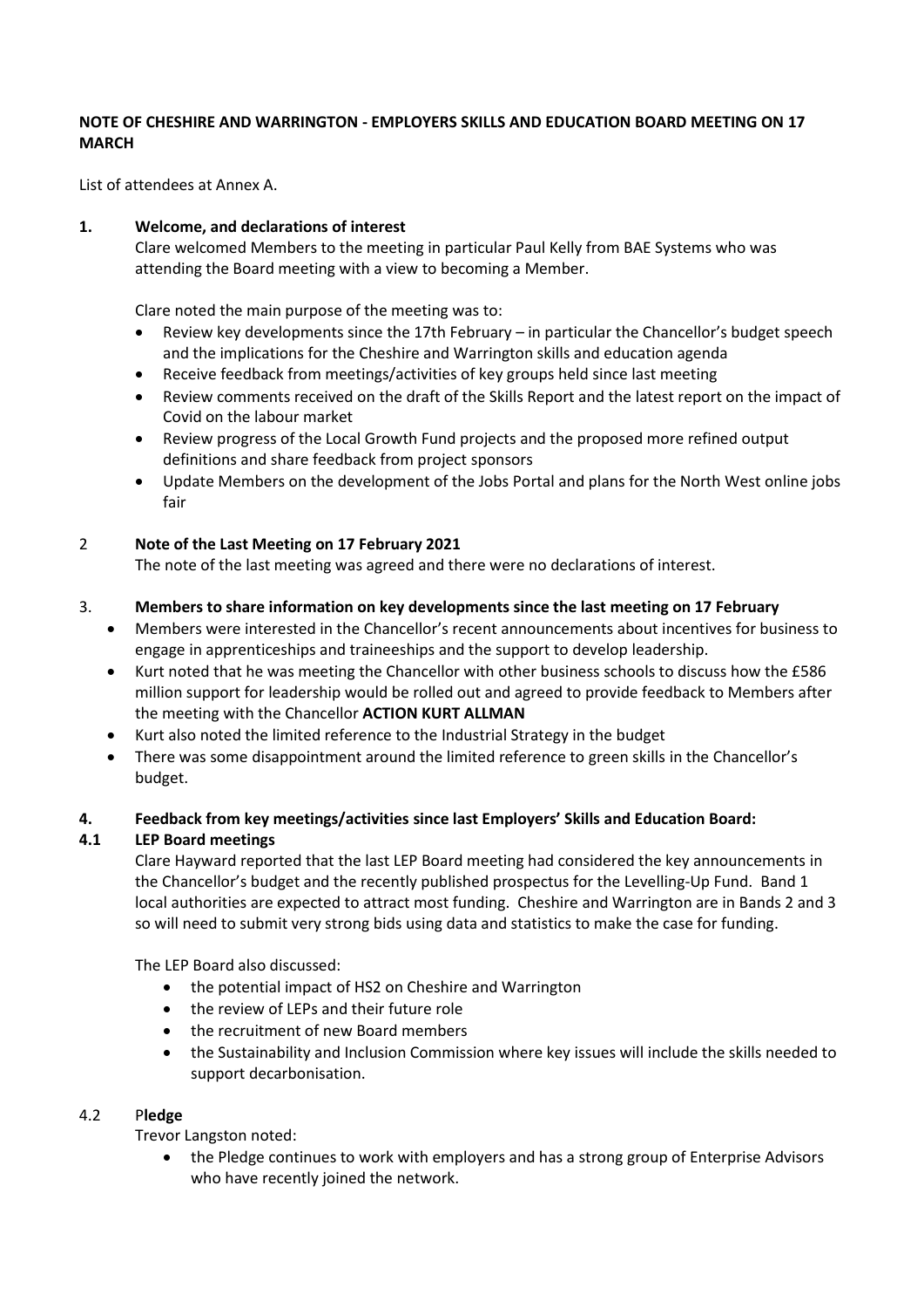**NOTE OF CHESHIRE AND WARRINGTON - EMPLOYERS SKILLS AND EDUCATION BOARD MEETING ON 17 MARCH**

List of attendees at Annex A.

**1. Welcome, and declarations of interest**

Clare welcomed Members to the meeting in particular Paul Kelly from BAE Systems who was attending the Board meeting with a view to becoming a Member.

Clare noted the main purpose of the meeting was to:

- Review key developments since the 17th February – in particular the Chancellor's budget speech and the implications for the Cheshire and Warrington skills and education agenda
- Receive feedback from meetings/activities of key groups held since last meeting
- Review comments received on the draft of the Skills Report and the latest report on the impact of Covid on the labour market
- Review progress of the Local Growth Fund projects and the proposed more refined output definitions and share feedback from project sponsors
- Update Members on the development of the Jobs Portal and plans for the North West online jobs fair

**2 Note of the Last Meeting on 17 February 2021**

The note of the last meeting was agreed and there were no declarations of interest.

**3. Members to share information on key developments since the last meeting on 17 February**

- Members were interested in the Chancellor's recent announcements about incentives for business to engage in apprenticeships and traineeships and the support to develop leadership.
- Kurt noted that he was meeting the Chancellor with other business schools to discuss how the £586 million support for leadership would be rolled out and agreed to provide feedback to Members after the meeting with the Chancellor **ACTION KURT ALLMAN**
- Kurt also noted the limited reference to the Industrial Strategy in the budget
- There was some disappointment around the limited reference to green skills in the Chancellor's budget.

**4. Feedback from key meetings/activities since last Employers' Skills and Education Board:**

**4.1 LEP Board meetings**

Clare Hayward reported that the last LEP Board meeting had considered the key announcements in the Chancellor's budget and the recently published prospectus for the Levelling-Up Fund. Band 1 local authorities are expected to attract most funding. Cheshire and Warrington are in Bands 2 and 3 so will need to submit very strong bids using data and statistics to make the case for funding.

The LEP Board also discussed:

- the potential impact of HS2 on Cheshire and Warrington
- the review of LEPs and their future role
- the recruitment of new Board members
- the Sustainability and Inclusion Commission where key issues will include the skills needed to support decarbonisation.

**4.2 Pledge**

Trevor Langston noted:

- the Pledge continues to work with employers and has a strong group of Enterprise Advisors who have recently joined the network.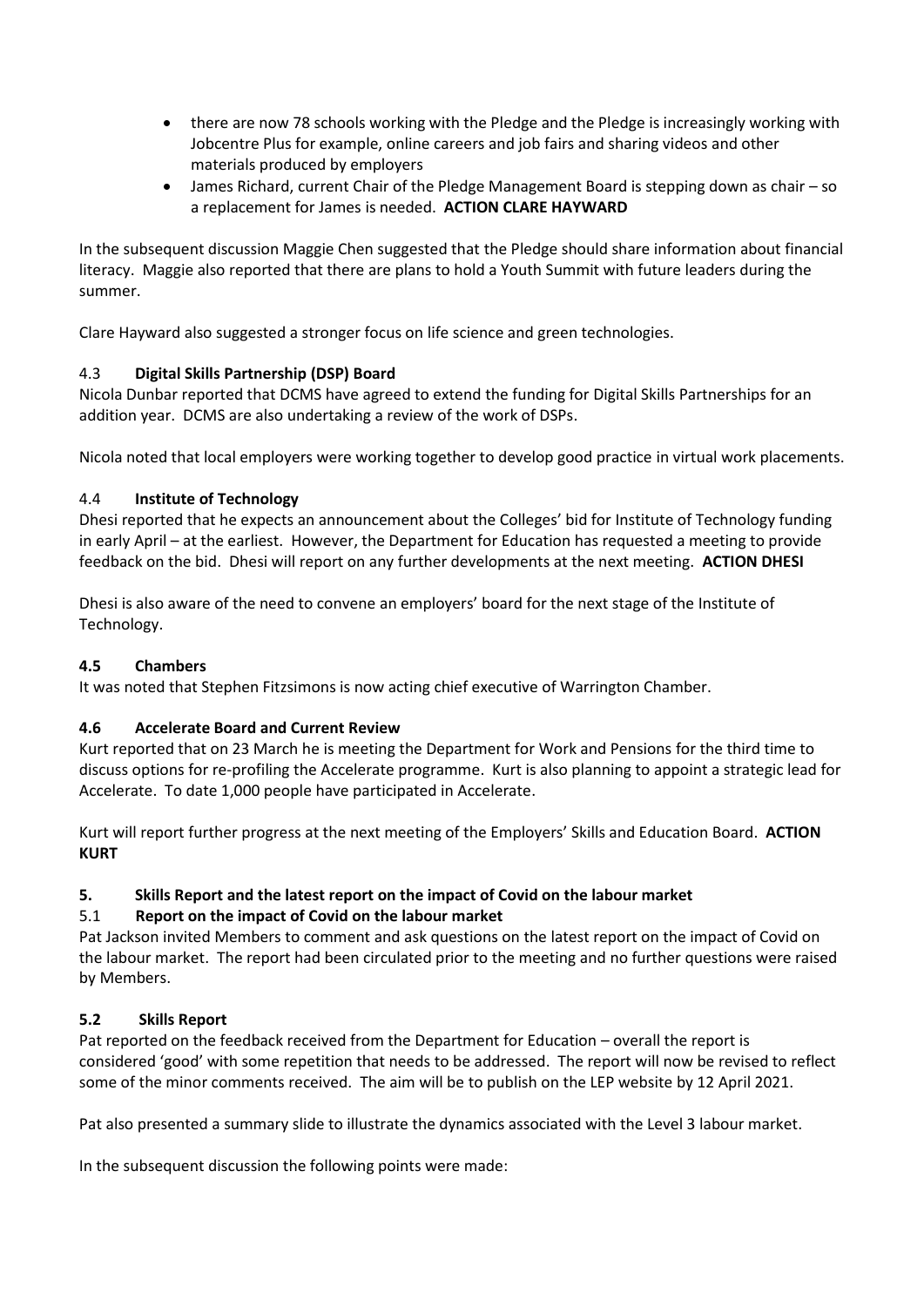- there are now 78 schools working with the Pledge and the Pledge is increasingly working with Jobcentre Plus for example, online careers and job fairs and sharing videos and other materials produced by employers
- James Richard, current Chair of the Pledge Management Board is stepping down as chair – so a replacement for James is needed. **ACTION CLARE HAYWARD**

In the subsequent discussion Maggie Chen suggested that the Pledge should share information about financial literacy. Maggie also reported that there are plans to hold a Youth Summit with future leaders during the summer.

Clare Hayward also suggested a stronger focus on life science and green technologies.

4.3 **Digital Skills Partnership (DSP) Board**

Nicola Dunbar reported that DCMS have agreed to extend the funding for Digital Skills Partnerships for an addition year. DCMS are also undertaking a review of the work of DSPs.

Nicola noted that local employers were working together to develop good practice in virtual work placements.

4.4 **Institute of Technology**

Dhesi reported that he expects an announcement about the Colleges' bid for Institute of Technology funding in early April – at the earliest. However, the Department for Education has requested a meeting to provide feedback on the bid. Dhesi will report on any further developments at the next meeting. **ACTION DHESI**

Dhesi is also aware of the need to convene an employers' board for the next stage of the Institute of Technology.

**4.5 Chambers**

It was noted that Stephen Fitzsimons is now acting chief executive of Warrington Chamber.

**4.6 Accelerate Board and Current Review**

Kurt reported that on 23 March he is meeting the Department for Work and Pensions for the third time to discuss options for re-profiling the Accelerate programme. Kurt is also planning to appoint a strategic lead for Accelerate. To date 1,000 people have participated in Accelerate.

Kurt will report further progress at the next meeting of the Employers' Skills and Education Board. **ACTION KURT**

**5. Skills Report and the latest report on the impact of Covid on the labour market**

5.1 **Report on the impact of Covid on the labour market**

Pat Jackson invited Members to comment and ask questions on the latest report on the impact of Covid on the labour market. The report had been circulated prior to the meeting and no further questions were raised by Members.

**5.2 Skills Report**

Pat reported on the feedback received from the Department for Education – overall the report is considered 'good' with some repetition that needs to be addressed. The report will now be revised to reflect some of the minor comments received. The aim will be to publish on the LEP website by 12 April 2021.

Pat also presented a summary slide to illustrate the dynamics associated with the Level 3 labour market.

In the subsequent discussion the following points were made: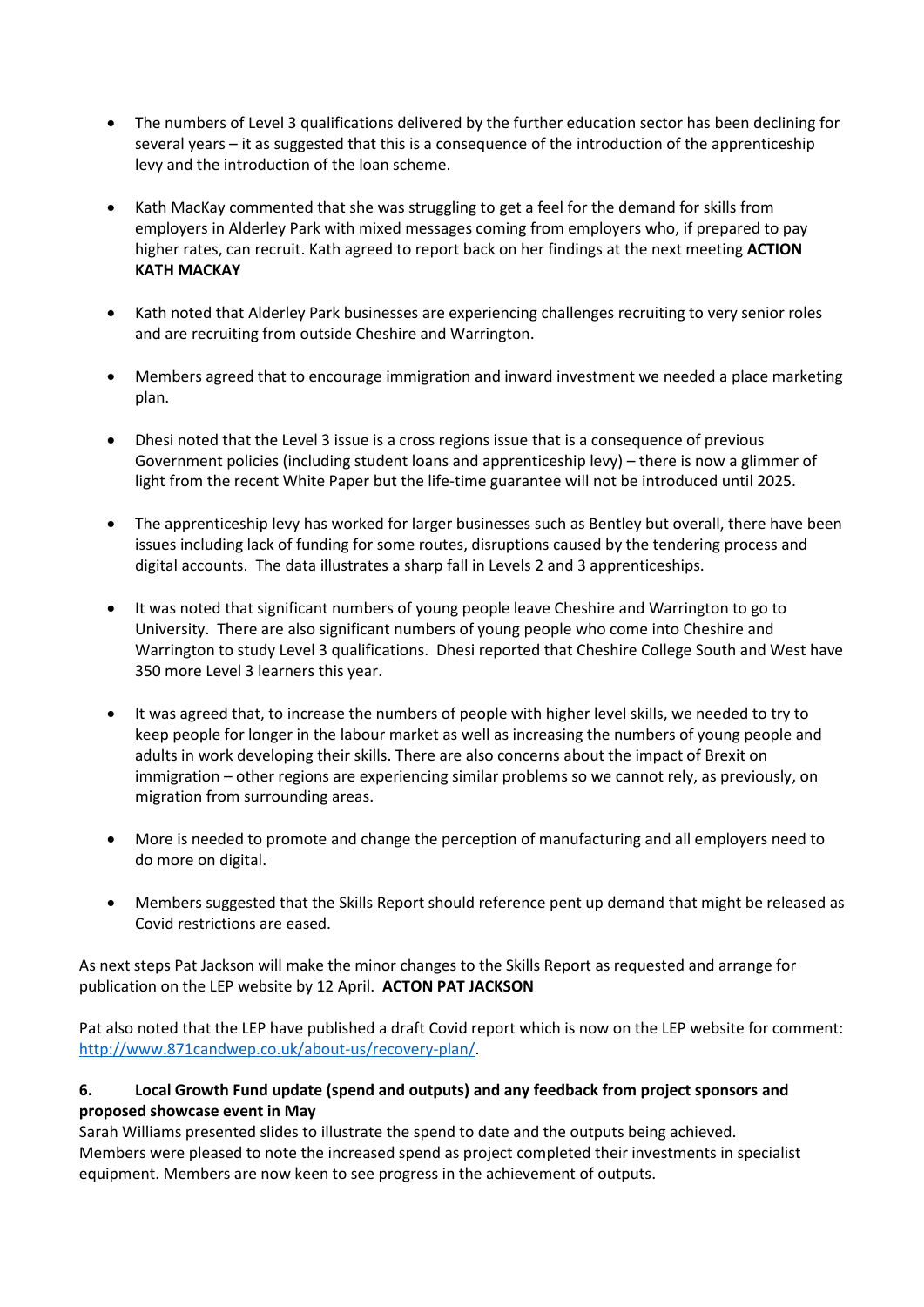- The numbers of Level 3 qualifications delivered by the further education sector has been declining for several years – it as suggested that this is a consequence of the introduction of the apprenticeship levy and the introduction of the loan scheme.

- Kath MacKay commented that she was struggling to get a feel for the demand for skills from employers in Alderley Park with mixed messages coming from employers who, if prepared to pay higher rates, can recruit. Kath agreed to report back on her findings at the next meeting **ACTION KATH MACKAY**

- Kath noted that Alderley Park businesses are experiencing challenges recruiting to very senior roles and are recruiting from outside Cheshire and Warrington.

- Members agreed that to encourage immigration and inward investment we needed a place marketing plan.

- Dhesi noted that the Level 3 issue is a cross regions issue that is a consequence of previous Government policies (including student loans and apprenticeship levy) – there is now a glimmer of light from the recent White Paper but the life-time guarantee will not be introduced until 2025.

- The apprenticeship levy has worked for larger businesses such as Bentley but overall, there have been issues including lack of funding for some routes, disruptions caused by the tendering process and digital accounts. The data illustrates a sharp fall in Levels 2 and 3 apprenticeships.

- It was noted that significant numbers of young people leave Cheshire and Warrington to go to University. There are also significant numbers of young people who come into Cheshire and Warrington to study Level 3 qualifications. Dhesi reported that Cheshire College South and West have 350 more Level 3 learners this year.

- It was agreed that, to increase the numbers of people with higher level skills, we needed to try to keep people for longer in the labour market as well as increasing the numbers of young people and adults in work developing their skills. There are also concerns about the impact of Brexit on immigration – other regions are experiencing similar problems so we cannot rely, as previously, on migration from surrounding areas.

- More is needed to promote and change the perception of manufacturing and all employers need to do more on digital.

- Members suggested that the Skills Report should reference pent up demand that might be released as Covid restrictions are eased.

As next steps Pat Jackson will make the minor changes to the Skills Report as requested and arrange for publication on the LEP website by 12 April. **ACTON PAT JACKSON**

Pat also noted that the LEP have published a draft Covid report which is now on the LEP website for comment: [http://www.871candwep.co.uk/about-us/recovery-plan/](http://www.871candwep.co.uk/about-us/recovery-plan/).

**6. Local Growth Fund update (spend and outputs) and any feedback from project sponsors and proposed showcase event in May**

Sarah Williams presented slides to illustrate the spend to date and the outputs being achieved. Members were pleased to note the increased spend as project completed their investments in specialist equipment. Members are now keen to see progress in the achievement of outputs.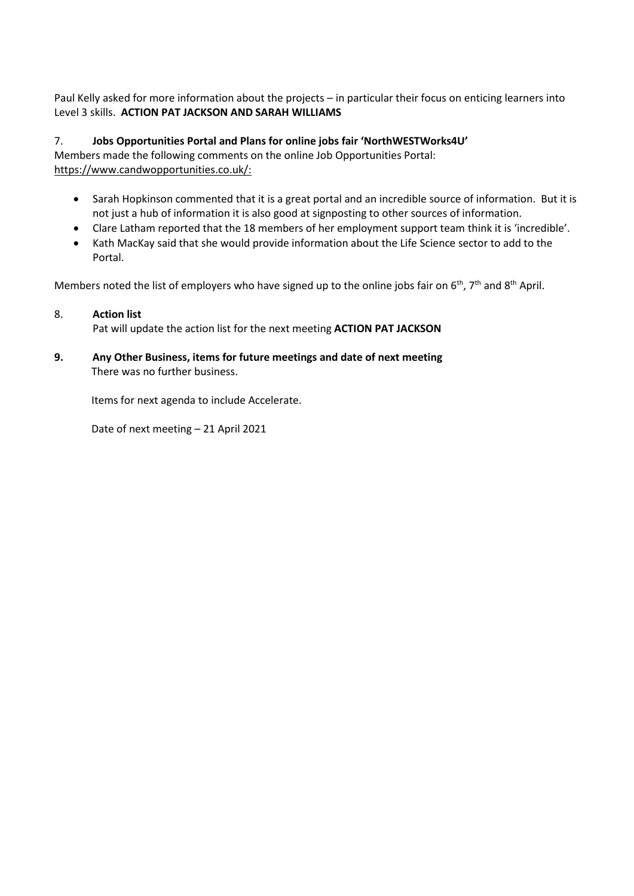Paul Kelly asked for more information about the projects – in particular their focus on enticing learners into Level 3 skills. **ACTION PAT JACKSON AND SARAH WILLIAMS**

7. **Jobs Opportunities Portal and Plans for online jobs fair 'NorthWESTWorks4U'**

Members made the following comments on the online Job Opportunities Portal: https://www.candwopportunities.co.uk/:

- Sarah Hopkinson commented that it is a great portal and an incredible source of information. But it is not just a hub of information it is also good at signposting to other sources of information.
- Clare Latham reported that the 18 members of her employment support team think it is 'incredible'.
- Kath MacKay said that she would provide information about the Life Science sector to add to the Portal.

Members noted the list of employers who have signed up to the online jobs fair on 6th, 7th and 8th April.

8. **Action list**

Pat will update the action list for the next meeting **ACTION PAT JACKSON**

9. **Any Other Business, items for future meetings and date of next meeting**

There was no further business.

Items for next agenda to include Accelerate.

Date of next meeting – 21 April 2021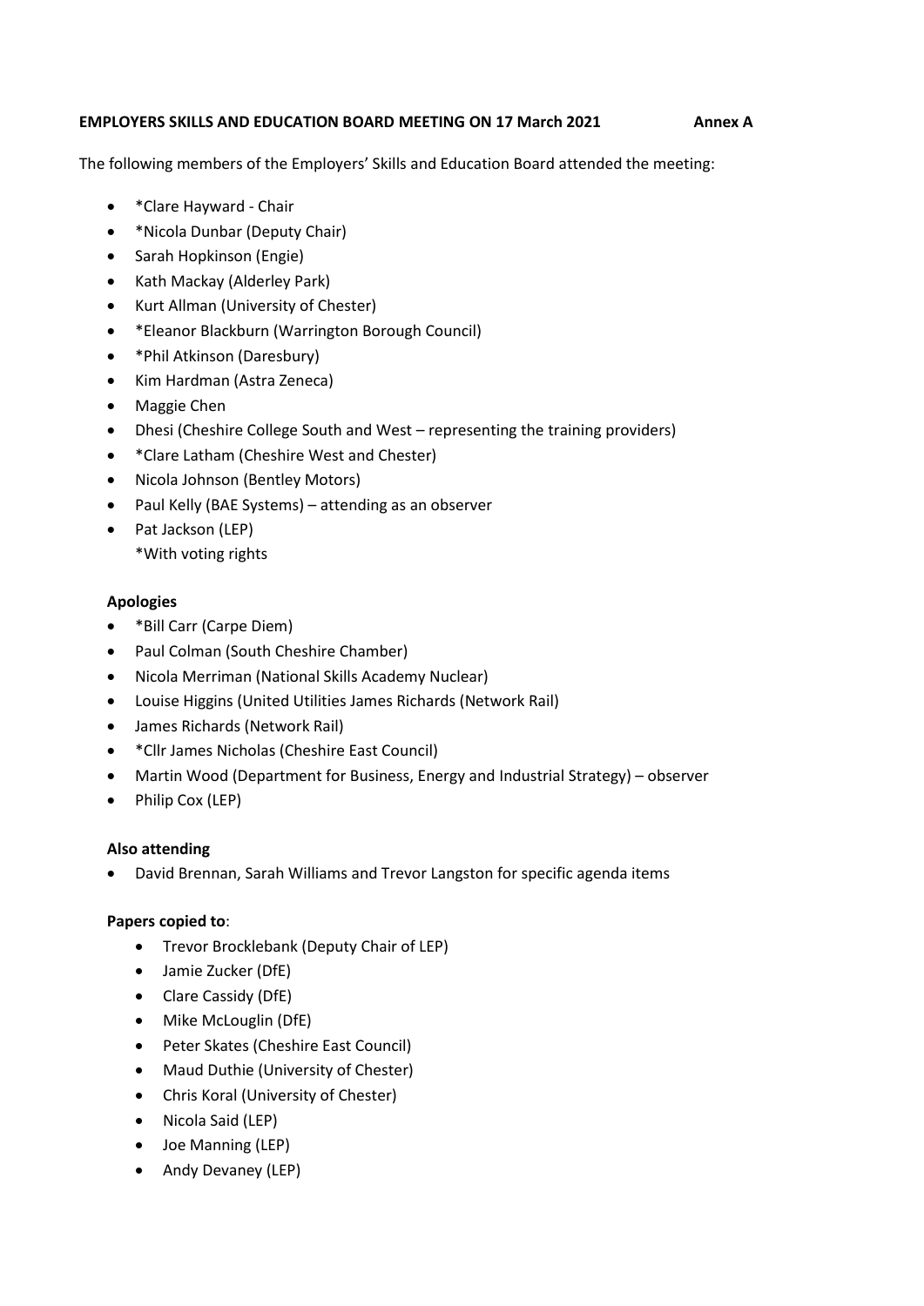**EMPLOYERS SKILLS AND EDUCATION BOARD MEETING ON 17 March 2021 Annex A**

The following members of the Employers' Skills and Education Board attended the meeting:

- *Clare Hayward - Chair
- *Nicola Dunbar (Deputy Chair)
- Sarah Hopkinson (Engie)
- Kath Mackay (Alderley Park)
- Kurt Allman (University of Chester)
- *Eleanor Blackburn (Warrington Borough Council)
- *Phil Atkinson (Daresbury)
- Kim Hardman (Astra Zeneca)
- Maggie Chen
- Dhesi (Cheshire College South and West – representing the training providers)
- *Clare Latham (Cheshire West and Chester)
- Nicola Johnson (Bentley Motors)
- Paul Kelly (BAE Systems) – attending as an observer
- Pat Jackson (LEP)
  *With voting rights

**Apologies**

- *Bill Carr (Carpe Diem)
- Paul Colman (South Cheshire Chamber)
- Nicola Merriman (National Skills Academy Nuclear)
- Louise Higgins (United Utilities James Richards (Network Rail)
- James Richards (Network Rail)
- *Cllr James Nicholas (Cheshire East Council)
- Martin Wood (Department for Business, Energy and Industrial Strategy) – observer
- Philip Cox (LEP)

**Also attending**

- David Brennan, Sarah Williams and Trevor Langston for specific agenda items

**Papers copied to**:

- Trevor Brocklebank (Deputy Chair of LEP)
- Jamie Zucker (DfE)
- Clare Cassidy (DfE)
- Mike McLouglin (DfE)
- Peter Skates (Cheshire East Council)
- Maud Duthie (University of Chester)
- Chris Koral (University of Chester)
- Nicola Said (LEP)
- Joe Manning (LEP)
- Andy Devaney (LEP)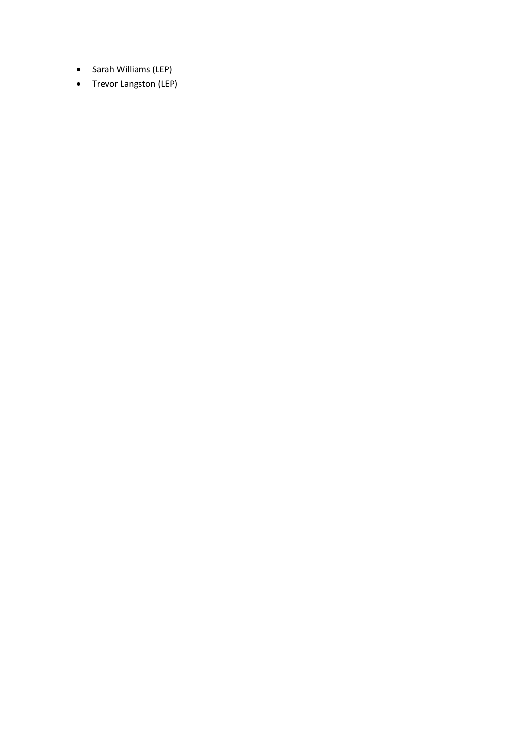- Sarah Williams (LEP)
- Trevor Langston (LEP)